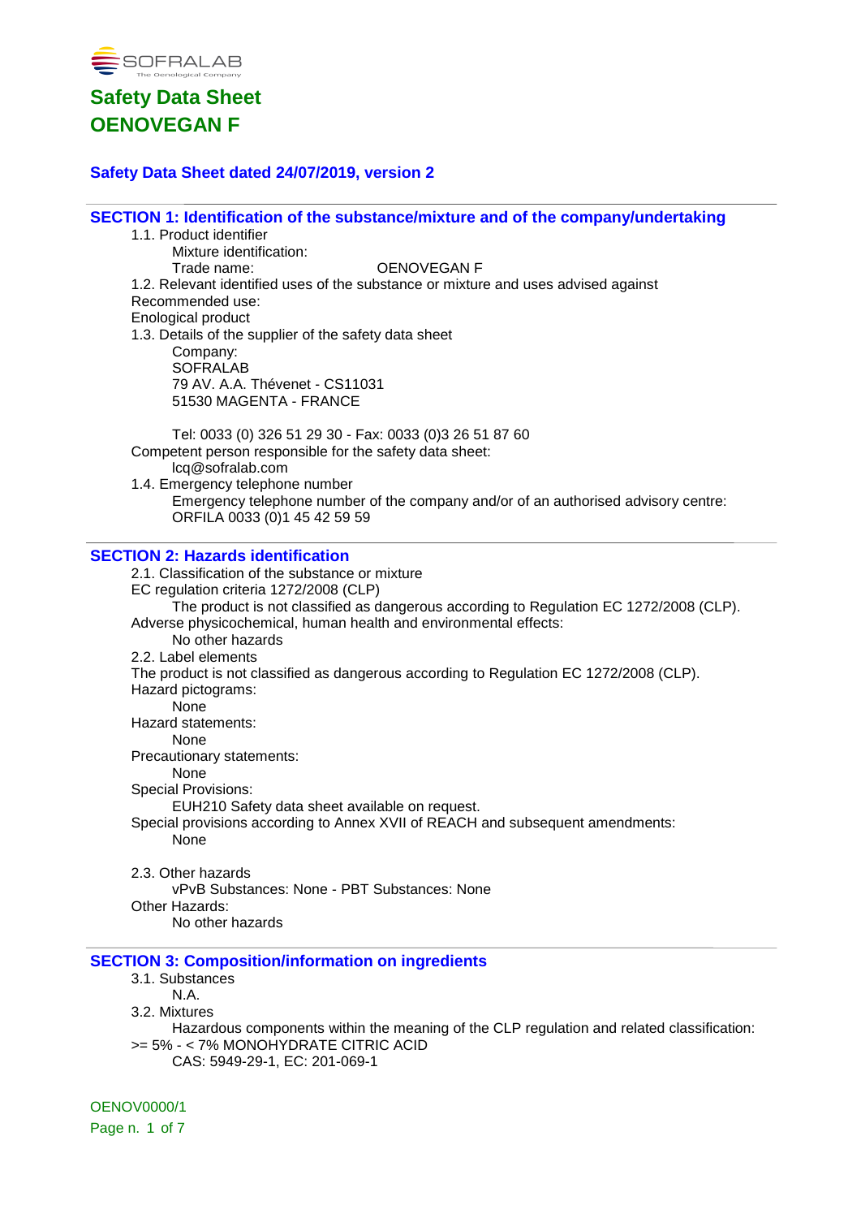SOFRALAB
The Oenological Company

# Safety Data Sheet
# OENOVEGAN F

### Safety Data Sheet dated 24/07/2019, version 2

## SECTION 1: Identification of the substance/mixture and of the company/undertaking

1.1. Product identifier

Mixture identification:

Trade name: OENOVEGAN F

1.2. Relevant identified uses of the substance or mixture and uses advised against

Recommended use:

Enological product

1.3. Details of the supplier of the safety data sheet

Company:
SOFRALAB
79 AV. A.A. Thévenet - CS11031
51530 MAGENTA - FRANCE

Tel: 0033 (0) 326 51 29 30 - Fax: 0033 (0)3 26 51 87 60

Competent person responsible for the safety data sheet:

lcq@sofralab.com

1.4. Emergency telephone number

Emergency telephone number of the company and/or of an authorised advisory centre:
ORFILA 0033 (0)1 45 42 59 59

## SECTION 2: Hazards identification

2.1. Classification of the substance or mixture

EC regulation criteria 1272/2008 (CLP)

The product is not classified as dangerous according to Regulation EC 1272/2008 (CLP).

Adverse physicochemical, human health and environmental effects:

No other hazards

2.2. Label elements

The product is not classified as dangerous according to Regulation EC 1272/2008 (CLP).

Hazard pictograms:

None

Hazard statements:

None

Precautionary statements:

None

Special Provisions:

EUH210 Safety data sheet available on request.

Special provisions according to Annex XVII of REACH and subsequent amendments:

None

2.3. Other hazards

vPvB Substances: None - PBT Substances: None

Other Hazards:

No other hazards

## SECTION 3: Composition/information on ingredients

3.1. Substances

N.A.

3.2. Mixtures

Hazardous components within the meaning of the CLP regulation and related classification:

>= 5% - < 7% MONOHYDRATE CITRIC ACID

CAS: 5949-29-1, EC: 201-069-1

OENOV0000/1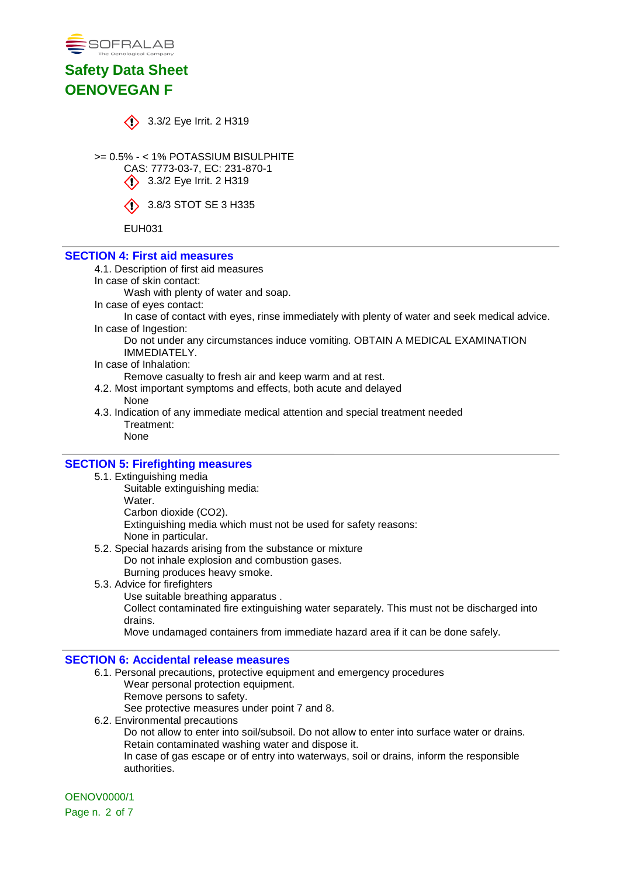3.3/2 Eye Irrit. 2 H319

>= 0.5% - < 1% POTASSIUM BISULPHITE
CAS: 7773-03-7, EC: 231-870-1
3.3/2 Eye Irrit. 2 H319

3.8/3 STOT SE 3 H335

EUH031

## SECTION 4: First aid measures

4.1. Description of first aid measures

In case of skin contact:
Wash with plenty of water and soap.

In case of eyes contact:
In case of contact with eyes, rinse immediately with plenty of water and seek medical advice.

In case of Ingestion:
Do not under any circumstances induce vomiting. OBTAIN A MEDICAL EXAMINATION IMMEDIATELY.

In case of Inhalation:
Remove casualty to fresh air and keep warm and at rest.

4.2. Most important symptoms and effects, both acute and delayed
None

4.3. Indication of any immediate medical attention and special treatment needed
Treatment:
None

## SECTION 5: Firefighting measures

5.1. Extinguishing media
Suitable extinguishing media:
Water.
Carbon dioxide ($CO_2$).
Extinguishing media which must not be used for safety reasons:
None in particular.

5.2. Special hazards arising from the substance or mixture
Do not inhale explosion and combustion gases.
Burning produces heavy smoke.

5.3. Advice for firefighters
Use suitable breathing apparatus .
Collect contaminated fire extinguishing water separately. This must not be discharged into drains.
Move undamaged containers from immediate hazard area if it can be done safely.

## SECTION 6: Accidental release measures

6.1. Personal precautions, protective equipment and emergency procedures
Wear personal protection equipment.
Remove persons to safety.
See protective measures under point 7 and 8.

6.2. Environmental precautions
Do not allow to enter into soil/subsoil. Do not allow to enter into surface water or drains.
Retain contaminated washing water and dispose it.
In case of gas escape or of entry into waterways, soil or drains, inform the responsible authorities.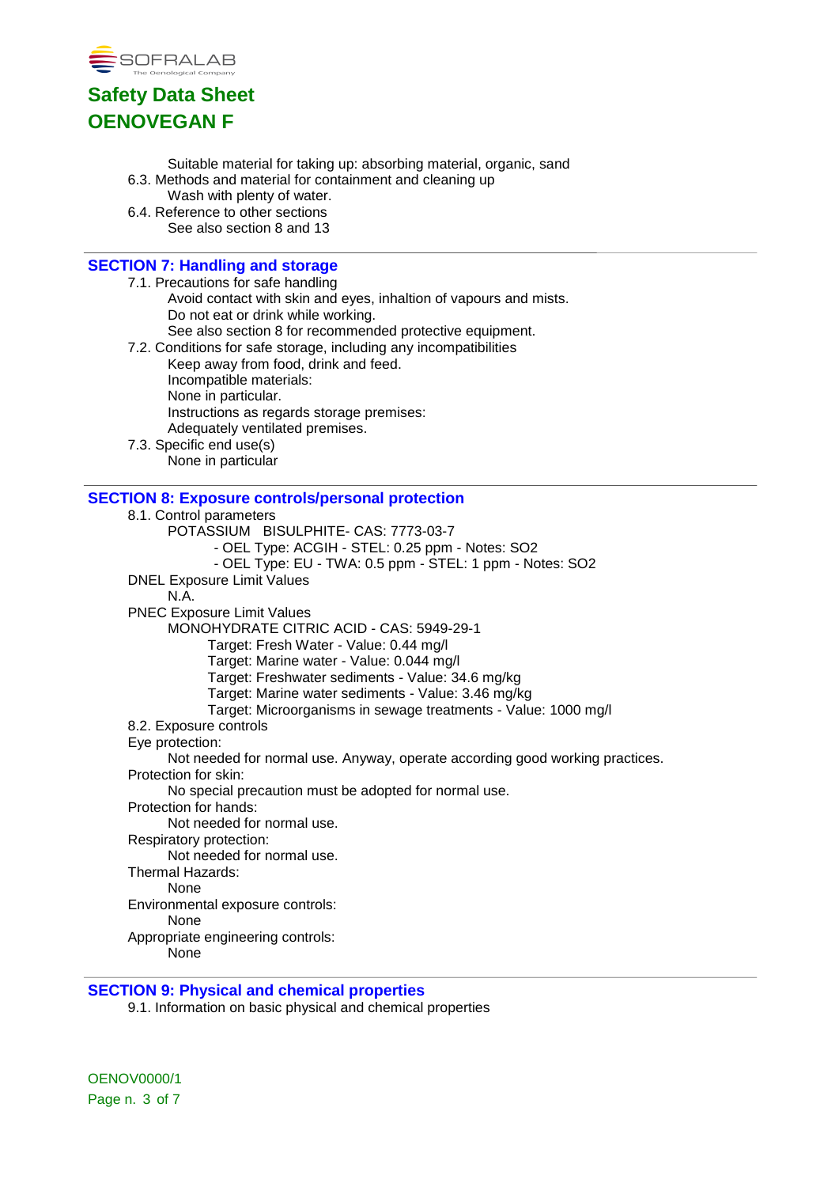Suitable material for taking up: absorbing material, organic, sand

6.3. Methods and material for containment and cleaning up

Wash with plenty of water.

6.4. Reference to other sections

See also section 8 and 13

## SECTION 7: Handling and storage

7.1. Precautions for safe handling

Avoid contact with skin and eyes, inhaltion of vapours and mists.
Do not eat or drink while working.
See also section 8 for recommended protective equipment.

7.2. Conditions for safe storage, including any incompatibilities

Keep away from food, drink and feed.
Incompatible materials:
None in particular.
Instructions as regards storage premises:
Adequately ventilated premises.

7.3. Specific end use(s)

None in particular

## SECTION 8: Exposure controls/personal protection

8.1. Control parameters

POTASSIUM BISULPHITE- CAS: 7773-03-7

- OEL Type: ACGIH - STEL: 0.25 ppm - Notes: SO2
- OEL Type: EU - TWA: 0.5 ppm - STEL: 1 ppm - Notes: SO2

DNEL Exposure Limit Values

N.A.

PNEC Exposure Limit Values

MONOHYDRATE CITRIC ACID - CAS: 5949-29-1

Target: Fresh Water - Value: 0.44 mg/l
Target: Marine water - Value: 0.044 mg/l
Target: Freshwater sediments - Value: 34.6 mg/kg
Target: Marine water sediments - Value: 3.46 mg/kg
Target: Microorganisms in sewage treatments - Value: 1000 mg/l

8.2. Exposure controls

Eye protection:

Not needed for normal use. Anyway, operate according good working practices.

Protection for skin:

No special precaution must be adopted for normal use.

Protection for hands:

Not needed for normal use.

Respiratory protection:

Not needed for normal use.

Thermal Hazards:

None

Environmental exposure controls:

None

Appropriate engineering controls:

None

## SECTION 9: Physical and chemical properties

9.1. Information on basic physical and chemical properties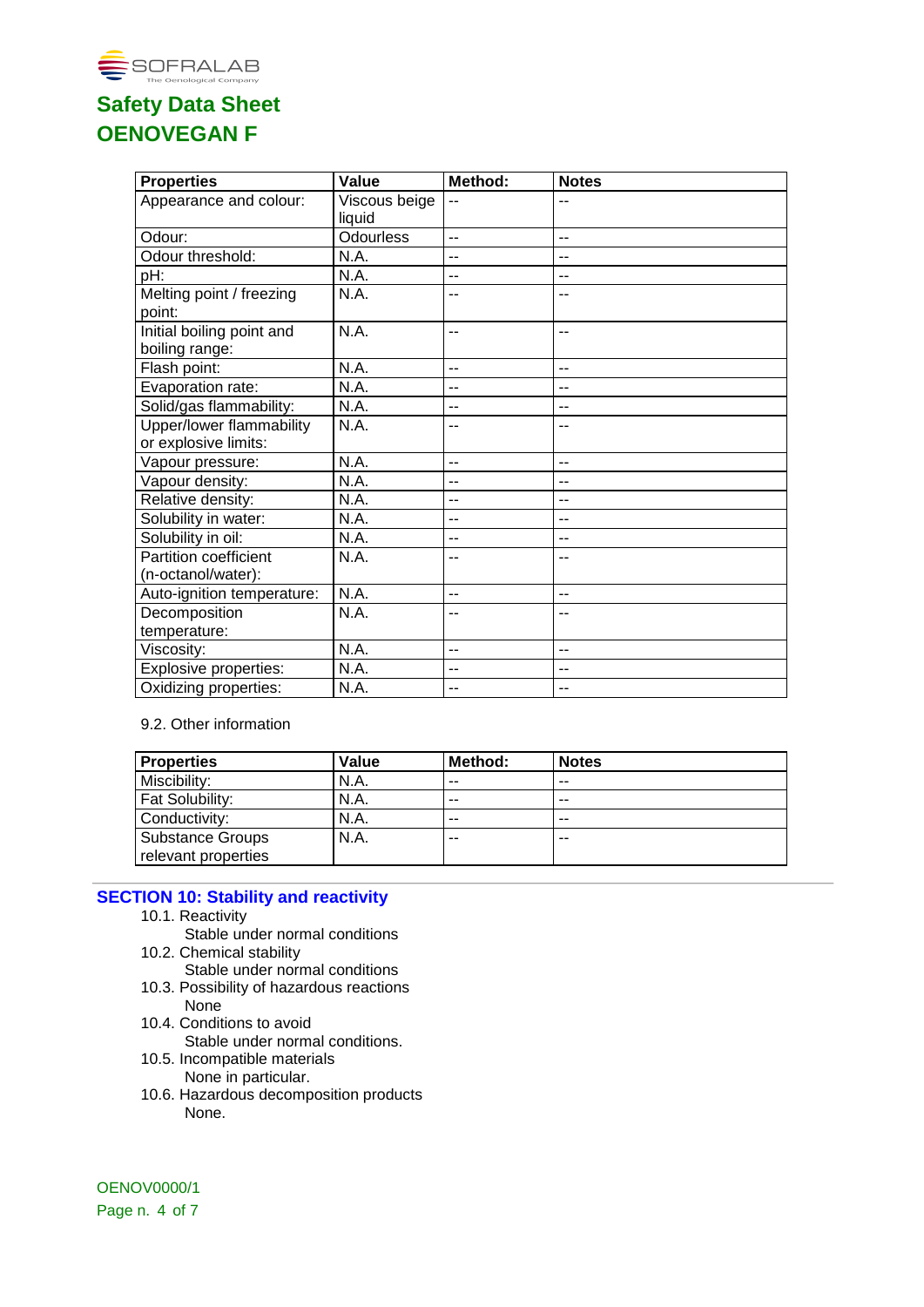| Properties | Value | Method: | Notes |
|---|---|---|---|
| Appearance and colour: | Viscous beige liquid | -- | -- |
| Odour: | Odourless | -- | -- |
| Odour threshold: | N.A. | -- | -- |
| pH: | N.A. | -- | -- |
| Melting point / freezing point: | N.A. | -- | -- |
| Initial boiling point and boiling range: | N.A. | -- | -- |
| Flash point: | N.A. | -- | -- |
| Evaporation rate: | N.A. | -- | -- |
| Solid/gas flammability: | N.A. | -- | -- |
| Upper/lower flammability or explosive limits: | N.A. | -- | -- |
| Vapour pressure: | N.A. | -- | -- |
| Vapour density: | N.A. | -- | -- |
| Relative density: | N.A. | -- | -- |
| Solubility in water: | N.A. | -- | -- |
| Solubility in oil: | N.A. | -- | -- |
| Partition coefficient (n-octanol/water): | N.A. | -- | -- |
| Auto-ignition temperature: | N.A. | -- | -- |
| Decomposition temperature: | N.A. | -- | -- |
| Viscosity: | N.A. | -- | -- |
| Explosive properties: | N.A. | -- | -- |
| Oxidizing properties: | N.A. | -- | -- |

9.2. Other information

| Properties | Value | Method: | Notes |
|---|---|---|---|
| Miscibility: | N.A. | -- | -- |
| Fat Solubility: | N.A. | -- | -- |
| Conductivity: | N.A. | -- | -- |
| Substance Groups relevant properties | N.A. | -- | -- |

## SECTION 10: Stability and reactivity

10.1. Reactivity
Stable under normal conditions

10.2. Chemical stability
Stable under normal conditions

10.3. Possibility of hazardous reactions
None

10.4. Conditions to avoid
Stable under normal conditions.

10.5. Incompatible materials
None in particular.

10.6. Hazardous decomposition products
None.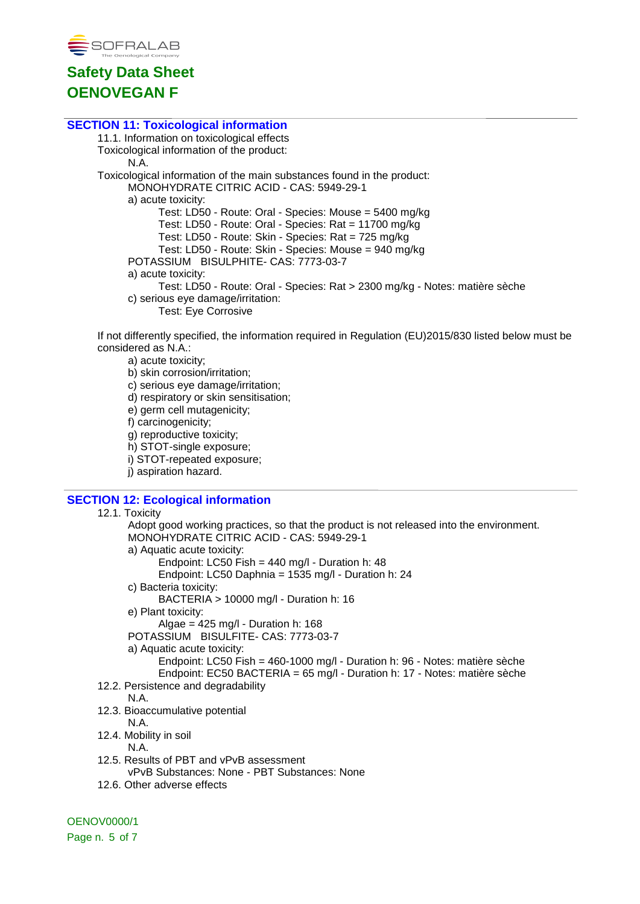## SECTION 11: Toxicological information

11.1. Information on toxicological effects

Toxicological information of the product:

N.A.

Toxicological information of the main substances found in the product:

MONOHYDRATE CITRIC ACID - CAS: 5949-29-1

a) acute toxicity:

Test: LD50 - Route: Oral - Species: Mouse = 5400 mg/kg
Test: LD50 - Route: Oral - Species: Rat = 11700 mg/kg
Test: LD50 - Route: Skin - Species: Rat = 725 mg/kg
Test: LD50 - Route: Skin - Species: Mouse = 940 mg/kg

POTASSIUM BISULPHITE- CAS: 7773-03-7

a) acute toxicity:

Test: LD50 - Route: Oral - Species: Rat > 2300 mg/kg - Notes: matière sèche

c) serious eye damage/irritation:

Test: Eye Corrosive

If not differently specified, the information required in Regulation (EU)2015/830 listed below must be considered as N.A.:

a) acute toxicity;
b) skin corrosion/irritation;
c) serious eye damage/irritation;
d) respiratory or skin sensitisation;
e) germ cell mutagenicity;
f) carcinogenicity;
g) reproductive toxicity;
h) STOT-single exposure;
i) STOT-repeated exposure;
j) aspiration hazard.

## SECTION 12: Ecological information

12.1. Toxicity

Adopt good working practices, so that the product is not released into the environment.

MONOHYDRATE CITRIC ACID - CAS: 5949-29-1

a) Aquatic acute toxicity:

Endpoint: LC50 Fish = 440 mg/l - Duration h: 48
Endpoint: LC50 Daphnia = 1535 mg/l - Duration h: 24

c) Bacteria toxicity:

BACTERIA > 10000 mg/l - Duration h: 16

e) Plant toxicity:

Algae = 425 mg/l - Duration h: 168

POTASSIUM BISULFITE- CAS: 7773-03-7

a) Aquatic acute toxicity:

Endpoint: LC50 Fish = 460-1000 mg/l - Duration h: 96 - Notes: matière sèche
Endpoint: EC50 BACTERIA = 65 mg/l - Duration h: 17 - Notes: matière sèche

12.2. Persistence and degradability

N.A.

12.3. Bioaccumulative potential

N.A.

12.4. Mobility in soil

N.A.

12.5. Results of PBT and vPvB assessment

vPvB Substances: None - PBT Substances: None

12.6. Other adverse effects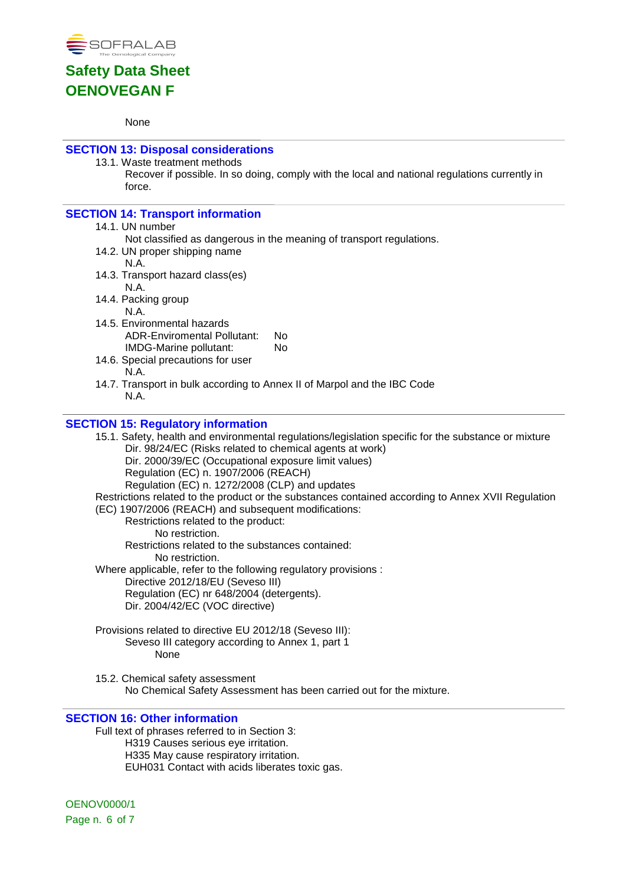None

## SECTION 13: Disposal considerations

13.1. Waste treatment methods

Recover if possible. In so doing, comply with the local and national regulations currently in force.

## SECTION 14: Transport information

14.1. UN number

Not classified as dangerous in the meaning of transport regulations.

14.2. UN proper shipping name

N.A.

14.3. Transport hazard class(es)

N.A.

14.4. Packing group

N.A.

14.5. Environmental hazards

ADR-Enviromental Pollutant: No
IMDG-Marine pollutant: No

14.6. Special precautions for user

N.A.

14.7. Transport in bulk according to Annex II of Marpol and the IBC Code

N.A.

## SECTION 15: Regulatory information

15.1. Safety, health and environmental regulations/legislation specific for the substance or mixture

Dir. 98/24/EC (Risks related to chemical agents at work)
Dir. 2000/39/EC (Occupational exposure limit values)
Regulation (EC) n. 1907/2006 (REACH)
Regulation (EC) n. 1272/2008 (CLP) and updates

Restrictions related to the product or the substances contained according to Annex XVII Regulation (EC) 1907/2006 (REACH) and subsequent modifications:

Restrictions related to the product:

No restriction.

Restrictions related to the substances contained:

No restriction.

Where applicable, refer to the following regulatory provisions :

Directive 2012/18/EU (Seveso III)
Regulation (EC) nr 648/2004 (detergents).
Dir. 2004/42/EC (VOC directive)

Provisions related to directive EU 2012/18 (Seveso III):

Seveso III category according to Annex 1, part 1

None

15.2. Chemical safety assessment

No Chemical Safety Assessment has been carried out for the mixture.

## SECTION 16: Other information

Full text of phrases referred to in Section 3:

H319 Causes serious eye irritation.
H335 May cause respiratory irritation.
EUH031 Contact with acids liberates toxic gas.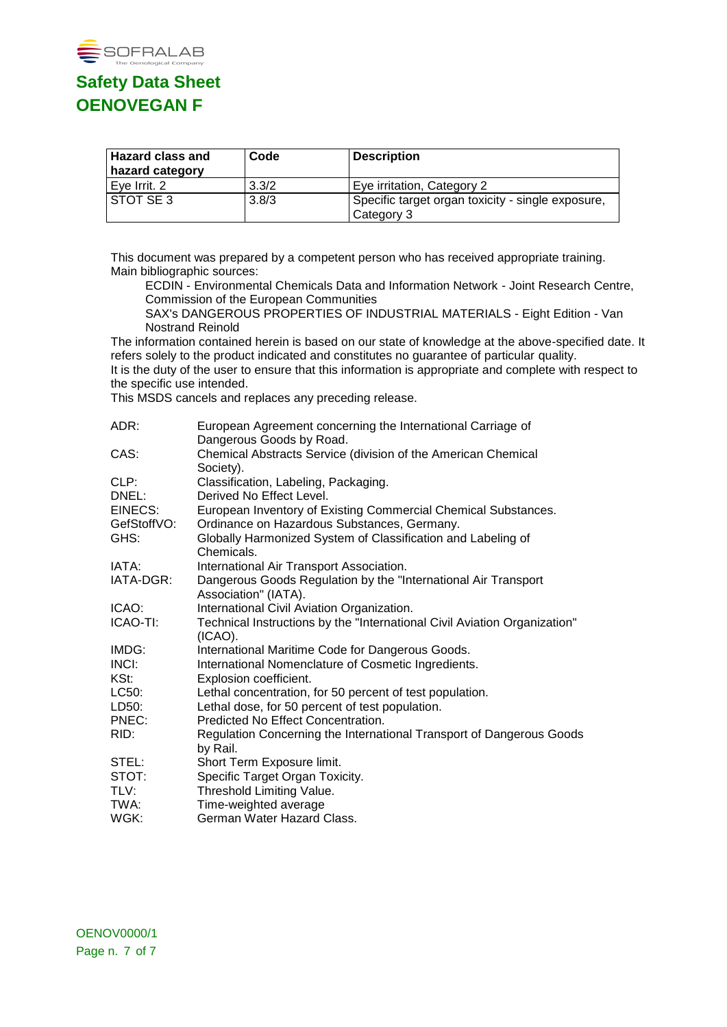| Hazard class and hazard category | Code | Description |
|---|---|---|
| Eye Irrit. 2 | 3.3/2 | Eye irritation, Category 2 |
| STOT SE 3 | 3.8/3 | Specific target organ toxicity - single exposure, Category 3 |

This document was prepared by a competent person who has received appropriate training.
Main bibliographic sources:

ECDIN - Environmental Chemicals Data and Information Network - Joint Research Centre, Commission of the European Communities
SAX's DANGEROUS PROPERTIES OF INDUSTRIAL MATERIALS - Eight Edition - Van Nostrand Reinold

The information contained herein is based on our state of knowledge at the above-specified date. It refers solely to the product indicated and constitutes no guarantee of particular quality.
It is the duty of the user to ensure that this information is appropriate and complete with respect to the specific use intended.
This MSDS cancels and replaces any preceding release.

| | |
|---|---|
| ADR: | European Agreement concerning the International Carriage of Dangerous Goods by Road. |
| CAS: | Chemical Abstracts Service (division of the American Chemical Society). |
| CLP: | Classification, Labeling, Packaging. |
| DNEL: | Derived No Effect Level. |
| EINECS: | European Inventory of Existing Commercial Chemical Substances. |
| GefStoffVO: | Ordinance on Hazardous Substances, Germany. |
| GHS: | Globally Harmonized System of Classification and Labeling of Chemicals. |
| IATA: | International Air Transport Association. |
| IATA-DGR: | Dangerous Goods Regulation by the "International Air Transport Association" (IATA). |
| ICAO: | International Civil Aviation Organization. |
| ICAO-TI: | Technical Instructions by the "International Civil Aviation Organization" (ICAO). |
| IMDG: | International Maritime Code for Dangerous Goods. |
| INCI: | International Nomenclature of Cosmetic Ingredients. |
| KSt: | Explosion coefficient. |
| LC50: | Lethal concentration, for 50 percent of test population. |
| LD50: | Lethal dose, for 50 percent of test population. |
| PNEC: | Predicted No Effect Concentration. |
| RID: | Regulation Concerning the International Transport of Dangerous Goods by Rail. |
| STEL: | Short Term Exposure limit. |
| STOT: | Specific Target Organ Toxicity. |
| TLV: | Threshold Limiting Value. |
| TWA: | Time-weighted average |
| WGK: | German Water Hazard Class. |